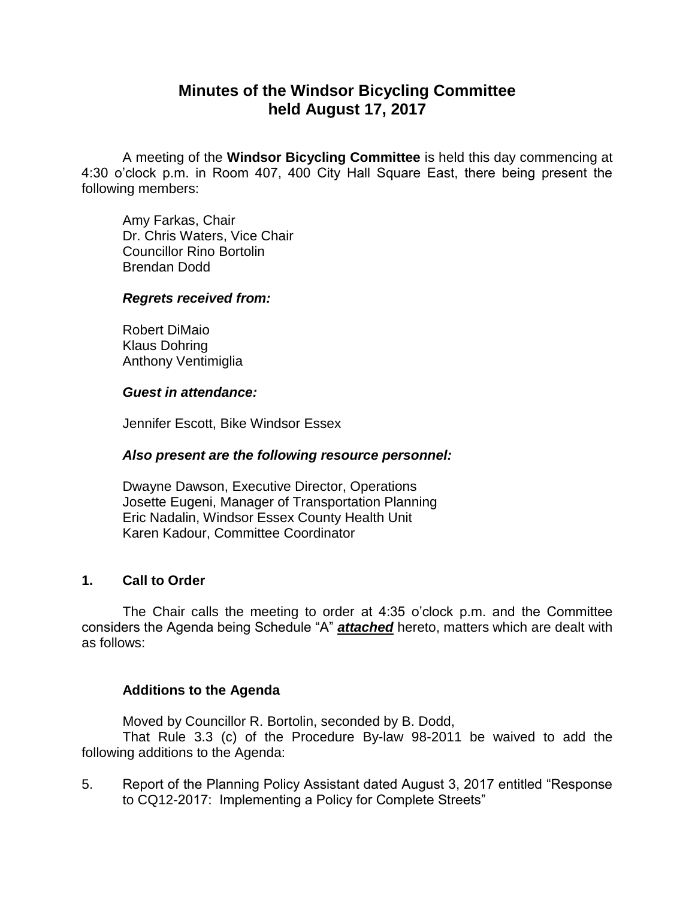# Minutes of the Windsor Bicycling Committee held August 17, 2017

A meeting of the **Windsor Bicycling Committee** is held this day commencing at 4:30 o'clock p.m. in Room 407, 400 City Hall Square East, there being present the following members:

Amy Farkas, Chair
Dr. Chris Waters, Vice Chair
Councillor Rino Bortolin
Brendan Dodd

***Regrets received from:***

Robert DiMaio
Klaus Dohring
Anthony Ventimiglia

***Guest in attendance:***

Jennifer Escott, Bike Windsor Essex

***Also present are the following resource personnel:***

Dwayne Dawson, Executive Director, Operations
Josette Eugeni, Manager of Transportation Planning
Eric Nadalin, Windsor Essex County Health Unit
Karen Kadour, Committee Coordinator

## 1. Call to Order

The Chair calls the meeting to order at 4:35 o'clock p.m. and the Committee considers the Agenda being Schedule "A" ***attached*** hereto, matters which are dealt with as follows:

### Additions to the Agenda

Moved by Councillor R. Bortolin, seconded by B. Dodd,

That Rule 3.3 (c) of the Procedure By-law 98-2011 be waived to add the following additions to the Agenda:

5. Report of the Planning Policy Assistant dated August 3, 2017 entitled "Response to CQ12-2017: Implementing a Policy for Complete Streets"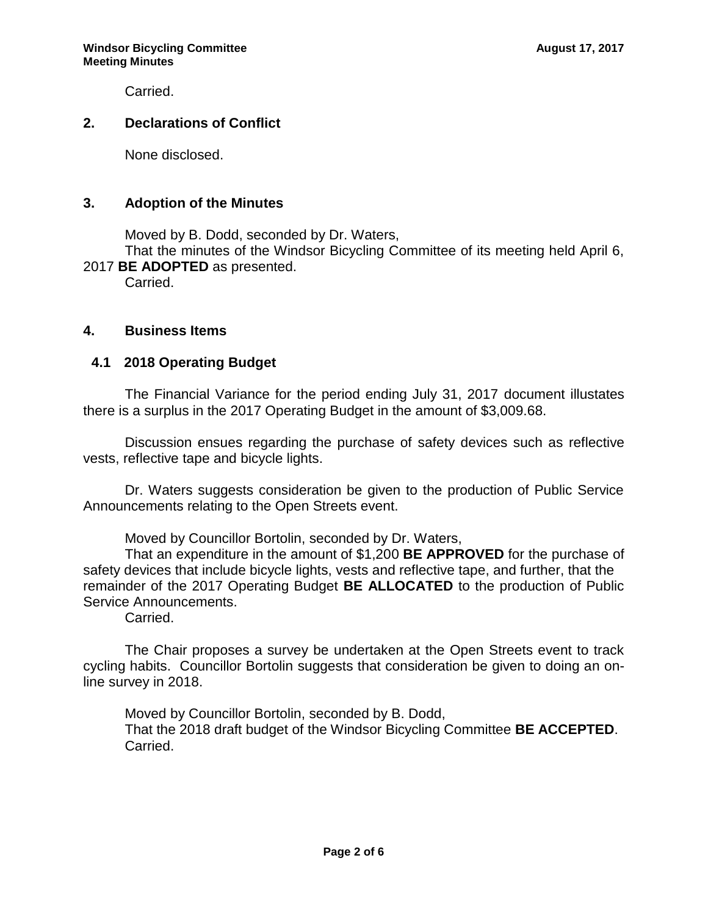Carried.

## 2. Declarations of Conflict

None disclosed.

## 3. Adoption of the Minutes

Moved by B. Dodd, seconded by Dr. Waters,

That the minutes of the Windsor Bicycling Committee of its meeting held April 6, 2017 **BE ADOPTED** as presented.

Carried.

## 4. Business Items

### 4.1 2018 Operating Budget

The Financial Variance for the period ending July 31, 2017 document illustates there is a surplus in the 2017 Operating Budget in the amount of $3,009.68.

Discussion ensues regarding the purchase of safety devices such as reflective vests, reflective tape and bicycle lights.

Dr. Waters suggests consideration be given to the production of Public Service Announcements relating to the Open Streets event.

Moved by Councillor Bortolin, seconded by Dr. Waters,

That an expenditure in the amount of $1,200 **BE APPROVED** for the purchase of safety devices that include bicycle lights, vests and reflective tape, and further, that the remainder of the 2017 Operating Budget **BE ALLOCATED** to the production of Public Service Announcements.

Carried.

The Chair proposes a survey be undertaken at the Open Streets event to track cycling habits. Councillor Bortolin suggests that consideration be given to doing an on-line survey in 2018.

Moved by Councillor Bortolin, seconded by B. Dodd,

That the 2018 draft budget of the Windsor Bicycling Committee **BE ACCEPTED**.

Carried.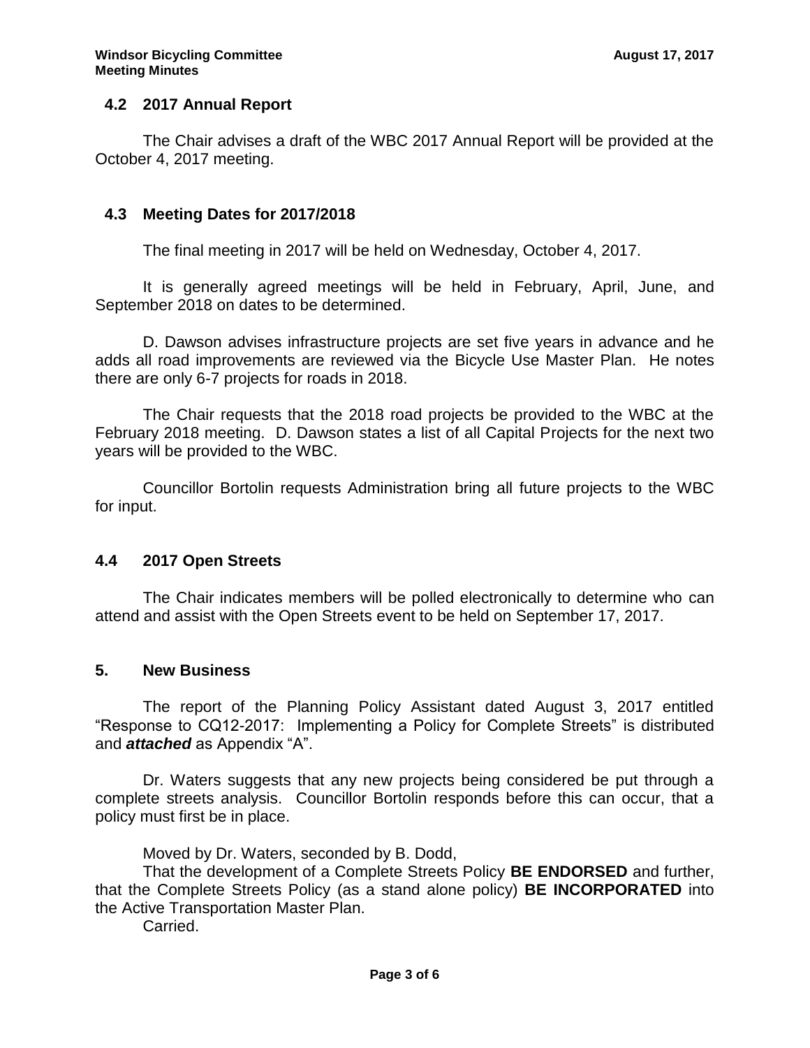### 4.2 2017 Annual Report

The Chair advises a draft of the WBC 2017 Annual Report will be provided at the October 4, 2017 meeting.

### 4.3 Meeting Dates for 2017/2018

The final meeting in 2017 will be held on Wednesday, October 4, 2017.

It is generally agreed meetings will be held in February, April, June, and September 2018 on dates to be determined.

D. Dawson advises infrastructure projects are set five years in advance and he adds all road improvements are reviewed via the Bicycle Use Master Plan. He notes there are only 6-7 projects for roads in 2018.

The Chair requests that the 2018 road projects be provided to the WBC at the February 2018 meeting. D. Dawson states a list of all Capital Projects for the next two years will be provided to the WBC.

Councillor Bortolin requests Administration bring all future projects to the WBC for input.

### 4.4 2017 Open Streets

The Chair indicates members will be polled electronically to determine who can attend and assist with the Open Streets event to be held on September 17, 2017.

## 5. New Business

The report of the Planning Policy Assistant dated August 3, 2017 entitled "Response to CQ12-2017: Implementing a Policy for Complete Streets" is distributed and ***attached*** as Appendix "A".

Dr. Waters suggests that any new projects being considered be put through a complete streets analysis. Councillor Bortolin responds before this can occur, that a policy must first be in place.

Moved by Dr. Waters, seconded by B. Dodd,
That the development of a Complete Streets Policy **BE ENDORSED** and further, that the Complete Streets Policy (as a stand alone policy) **BE INCORPORATED** into the Active Transportation Master Plan.
Carried.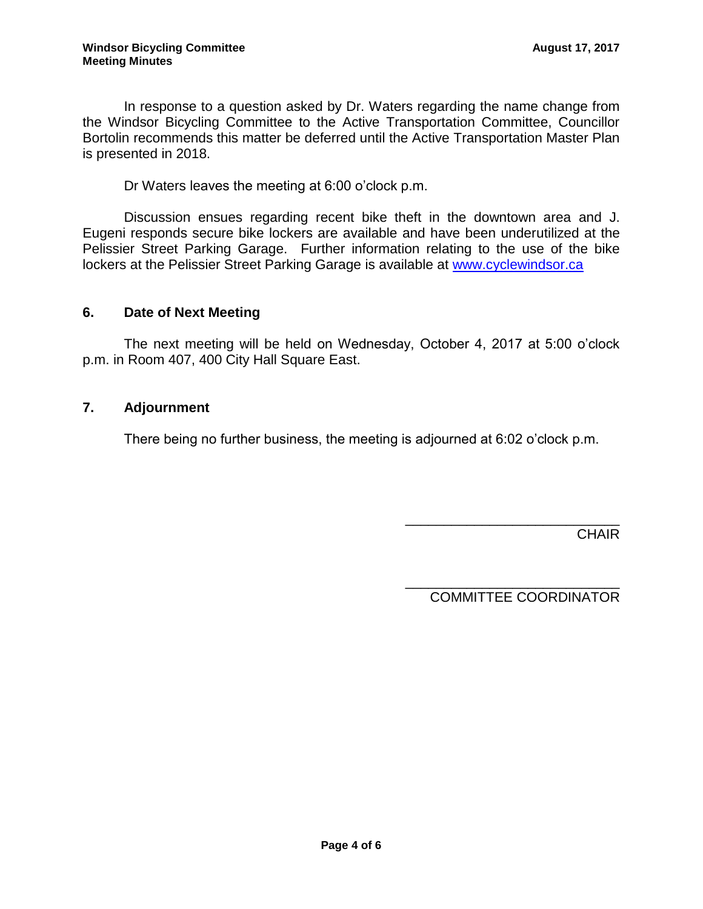In response to a question asked by Dr. Waters regarding the name change from the Windsor Bicycling Committee to the Active Transportation Committee, Councillor Bortolin recommends this matter be deferred until the Active Transportation Master Plan is presented in 2018.

Dr Waters leaves the meeting at 6:00 o'clock p.m.

Discussion ensues regarding recent bike theft in the downtown area and J. Eugeni responds secure bike lockers are available and have been underutilized at the Pelissier Street Parking Garage. Further information relating to the use of the bike lockers at the Pelissier Street Parking Garage is available at [www.cyclewindsor.ca](www.cyclewindsor.ca)

## 6. Date of Next Meeting

The next meeting will be held on Wednesday, October 4, 2017 at 5:00 o'clock p.m. in Room 407, 400 City Hall Square East.

## 7. Adjournment

There being no further business, the meeting is adjourned at 6:02 o'clock p.m.

_____________________________
CHAIR

_____________________________
COMMITTEE COORDINATOR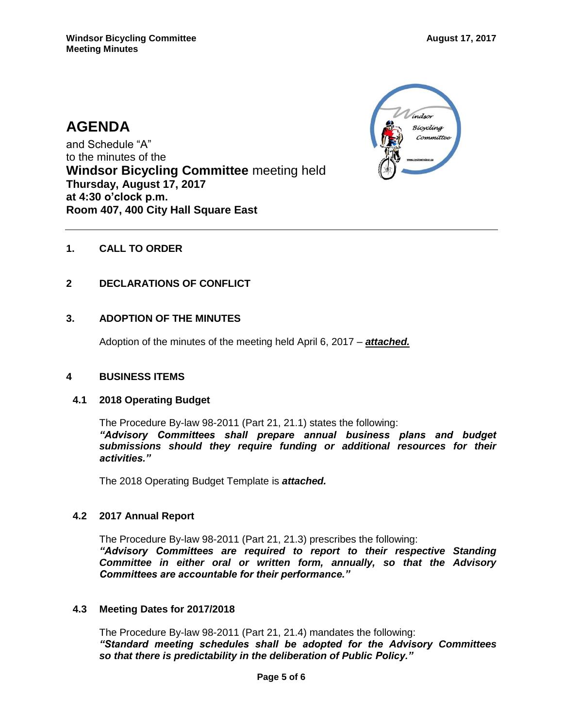# AGENDA

and Schedule "A"
to the minutes of the
**Windsor Bicycling Committee** meeting held
**Thursday, August 17, 2017**
**at 4:30 o'clock p.m.**
**Room 407, 400 City Hall Square East**

---

## 1. CALL TO ORDER

## 2 DECLARATIONS OF CONFLICT

## 3. ADOPTION OF THE MINUTES

Adoption of the minutes of the meeting held April 6, 2017 – ***attached.***

## 4 BUSINESS ITEMS

### 4.1 2018 Operating Budget

The Procedure By-law 98-2011 (Part 21, 21.1) states the following:
***"Advisory Committees shall prepare annual business plans and budget submissions should they require funding or additional resources for their activities."***

The 2018 Operating Budget Template is ***attached.***

### 4.2 2017 Annual Report

The Procedure By-law 98-2011 (Part 21, 21.3) prescribes the following:
***"Advisory Committees are required to report to their respective Standing Committee in either oral or written form, annually, so that the Advisory Committees are accountable for their performance."***

### 4.3 Meeting Dates for 2017/2018

The Procedure By-law 98-2011 (Part 21, 21.4) mandates the following:
***"Standard meeting schedules shall be adopted for the Advisory Committees so that there is predictability in the deliberation of Public Policy."***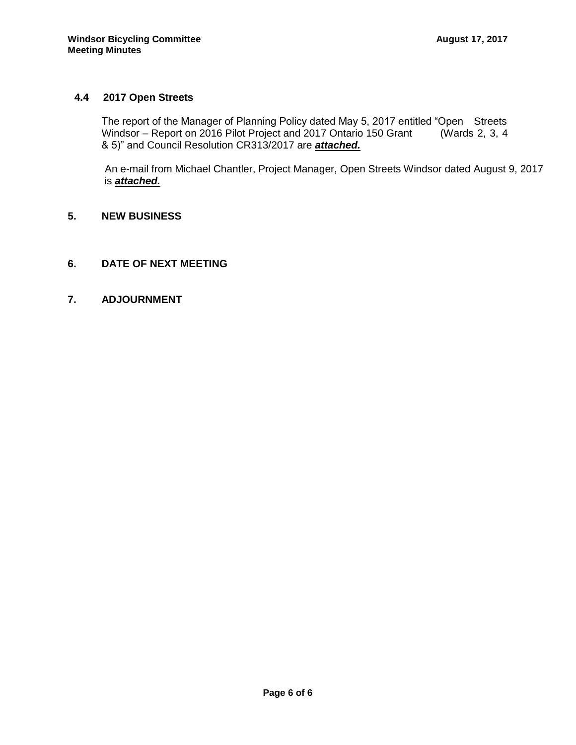### 4.4 2017 Open Streets

The report of the Manager of Planning Policy dated May 5, 2017 entitled "Open Streets Windsor – Report on 2016 Pilot Project and 2017 Ontario 150 Grant (Wards 2, 3, 4 & 5)" and Council Resolution CR313/2017 are ***attached.***

An e-mail from Michael Chantler, Project Manager, Open Streets Windsor dated August 9, 2017 is ***attached.***

## 5. NEW BUSINESS

## 6. DATE OF NEXT MEETING

## 7. ADJOURNMENT